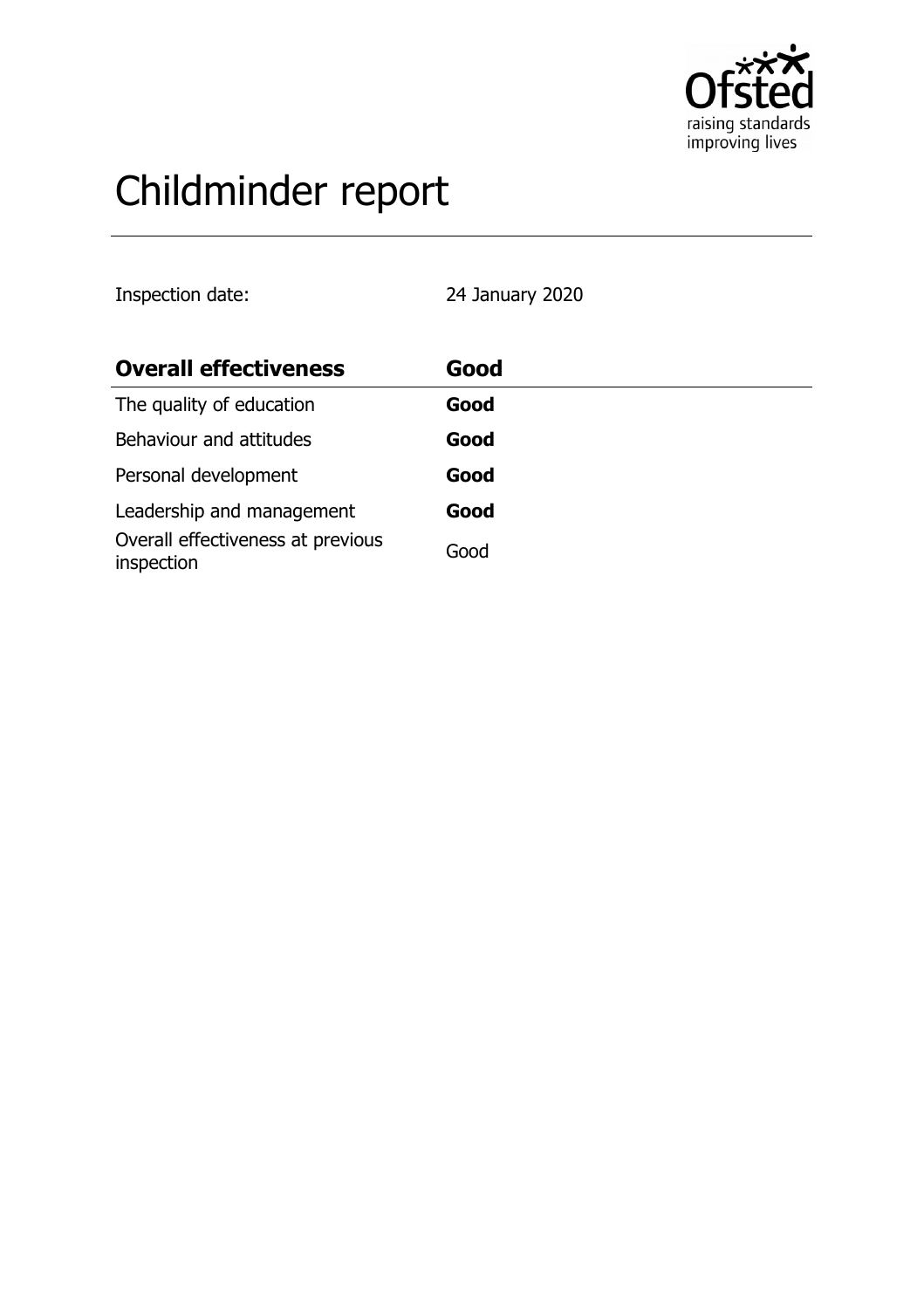# Childminder report

Inspection date: 24 January 2020

| **Overall effectiveness** | **Good** |
|---|---|
| The quality of education | **Good** |
| Behaviour and attitudes | **Good** |
| Personal development | **Good** |
| Leadership and management | **Good** |
| Overall effectiveness at previous inspection | Good |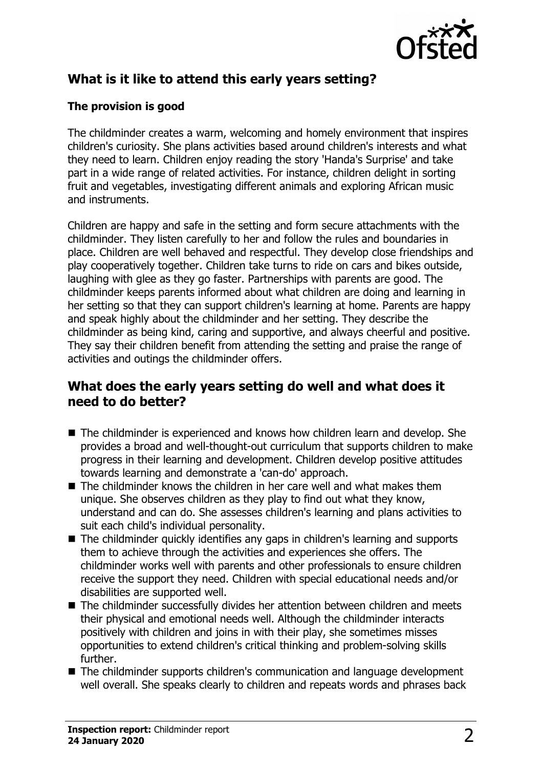## What is it like to attend this early years setting?

### The provision is good

The childminder creates a warm, welcoming and homely environment that inspires children's curiosity. She plans activities based around children's interests and what they need to learn. Children enjoy reading the story 'Handa's Surprise' and take part in a wide range of related activities. For instance, children delight in sorting fruit and vegetables, investigating different animals and exploring African music and instruments.

Children are happy and safe in the setting and form secure attachments with the childminder. They listen carefully to her and follow the rules and boundaries in place. Children are well behaved and respectful. They develop close friendships and play cooperatively together. Children take turns to ride on cars and bikes outside, laughing with glee as they go faster. Partnerships with parents are good. The childminder keeps parents informed about what children are doing and learning in her setting so that they can support children's learning at home. Parents are happy and speak highly about the childminder and her setting. They describe the childminder as being kind, caring and supportive, and always cheerful and positive. They say their children benefit from attending the setting and praise the range of activities and outings the childminder offers.

## What does the early years setting do well and what does it need to do better?

- The childminder is experienced and knows how children learn and develop. She provides a broad and well-thought-out curriculum that supports children to make progress in their learning and development. Children develop positive attitudes towards learning and demonstrate a 'can-do' approach.
- The childminder knows the children in her care well and what makes them unique. She observes children as they play to find out what they know, understand and can do. She assesses children's learning and plans activities to suit each child's individual personality.
- The childminder quickly identifies any gaps in children's learning and supports them to achieve through the activities and experiences she offers. The childminder works well with parents and other professionals to ensure children receive the support they need. Children with special educational needs and/or disabilities are supported well.
- The childminder successfully divides her attention between children and meets their physical and emotional needs well. Although the childminder interacts positively with children and joins in with their play, she sometimes misses opportunities to extend children's critical thinking and problem-solving skills further.
- The childminder supports children's communication and language development well overall. She speaks clearly to children and repeats words and phrases back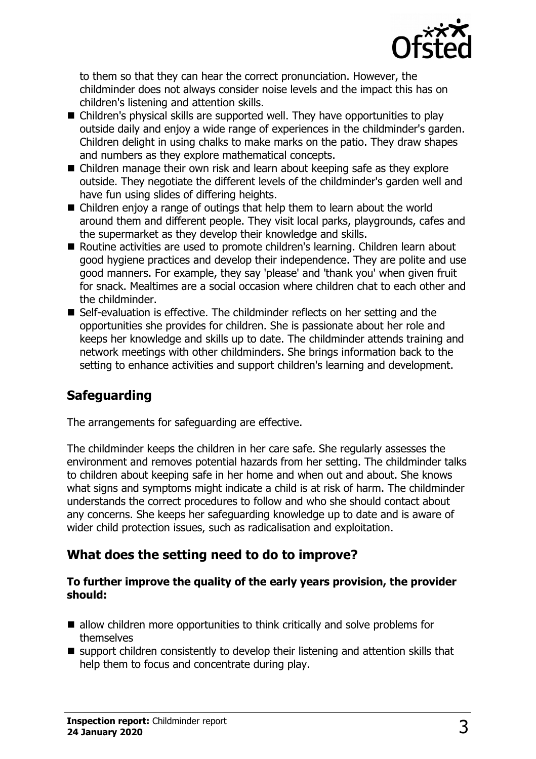to them so that they can hear the correct pronunciation. However, the childminder does not always consider noise levels and the impact this has on children's listening and attention skills.

- Children's physical skills are supported well. They have opportunities to play outside daily and enjoy a wide range of experiences in the childminder's garden. Children delight in using chalks to make marks on the patio. They draw shapes and numbers as they explore mathematical concepts.
- Children manage their own risk and learn about keeping safe as they explore outside. They negotiate the different levels of the childminder's garden well and have fun using slides of differing heights.
- Children enjoy a range of outings that help them to learn about the world around them and different people. They visit local parks, playgrounds, cafes and the supermarket as they develop their knowledge and skills.
- Routine activities are used to promote children's learning. Children learn about good hygiene practices and develop their independence. They are polite and use good manners. For example, they say 'please' and 'thank you' when given fruit for snack. Mealtimes are a social occasion where children chat to each other and the childminder.
- Self-evaluation is effective. The childminder reflects on her setting and the opportunities she provides for children. She is passionate about her role and keeps her knowledge and skills up to date. The childminder attends training and network meetings with other childminders. She brings information back to the setting to enhance activities and support children's learning and development.

## Safeguarding

The arrangements for safeguarding are effective.

The childminder keeps the children in her care safe. She regularly assesses the environment and removes potential hazards from her setting. The childminder talks to children about keeping safe in her home and when out and about. She knows what signs and symptoms might indicate a child is at risk of harm. The childminder understands the correct procedures to follow and who she should contact about any concerns. She keeps her safeguarding knowledge up to date and is aware of wider child protection issues, such as radicalisation and exploitation.

## What does the setting need to do to improve?

**To further improve the quality of the early years provision, the provider should:**

- allow children more opportunities to think critically and solve problems for themselves
- support children consistently to develop their listening and attention skills that help them to focus and concentrate during play.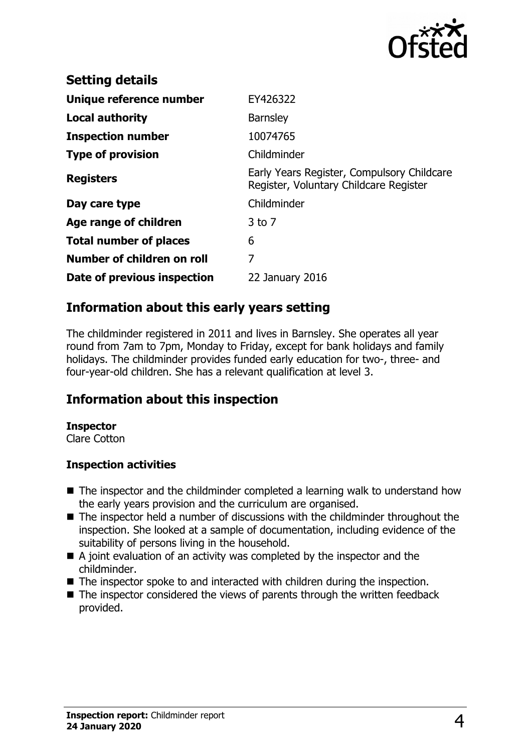## Setting details

| | |
|---|---|
| **Unique reference number** | EY426322 |
| **Local authority** | Barnsley |
| **Inspection number** | 10074765 |
| **Type of provision** | Childminder |
| **Registers** | Early Years Register, Compulsory Childcare Register, Voluntary Childcare Register |
| **Day care type** | Childminder |
| **Age range of children** | 3 to 7 |
| **Total number of places** | 6 |
| **Number of children on roll** | 7 |
| **Date of previous inspection** | 22 January 2016 |

## Information about this early years setting

The childminder registered in 2011 and lives in Barnsley. She operates all year round from 7am to 7pm, Monday to Friday, except for bank holidays and family holidays. The childminder provides funded early education for two-, three- and four-year-old children. She has a relevant qualification at level 3.

## Information about this inspection

**Inspector**
Clare Cotton

### Inspection activities

- The inspector and the childminder completed a learning walk to understand how the early years provision and the curriculum are organised.
- The inspector held a number of discussions with the childminder throughout the inspection. She looked at a sample of documentation, including evidence of the suitability of persons living in the household.
- A joint evaluation of an activity was completed by the inspector and the childminder.
- The inspector spoke to and interacted with children during the inspection.
- The inspector considered the views of parents through the written feedback provided.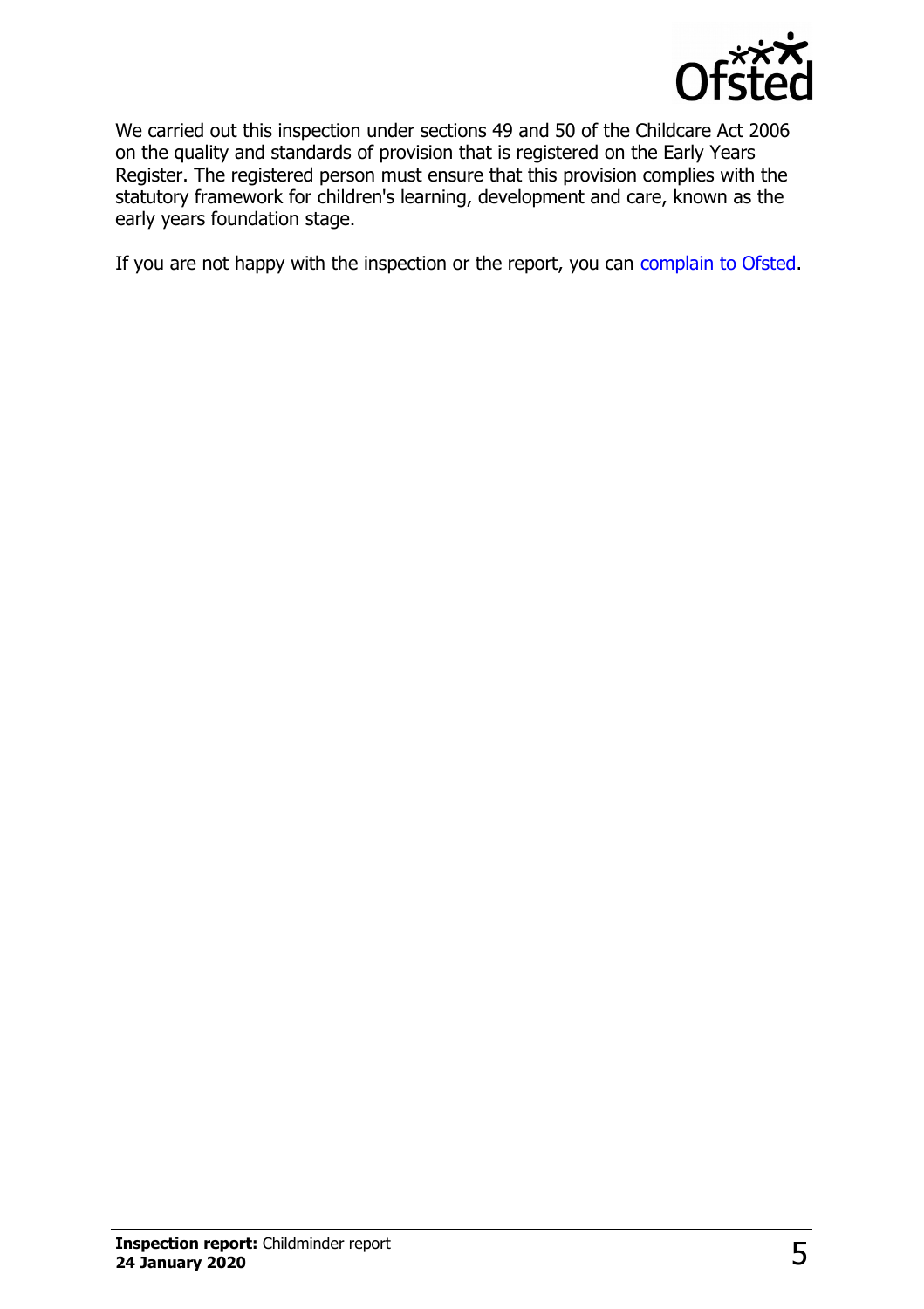We carried out this inspection under sections 49 and 50 of the Childcare Act 2006 on the quality and standards of provision that is registered on the Early Years Register. The registered person must ensure that this provision complies with the statutory framework for children's learning, development and care, known as the early years foundation stage.

If you are not happy with the inspection or the report, you can complain to Ofsted.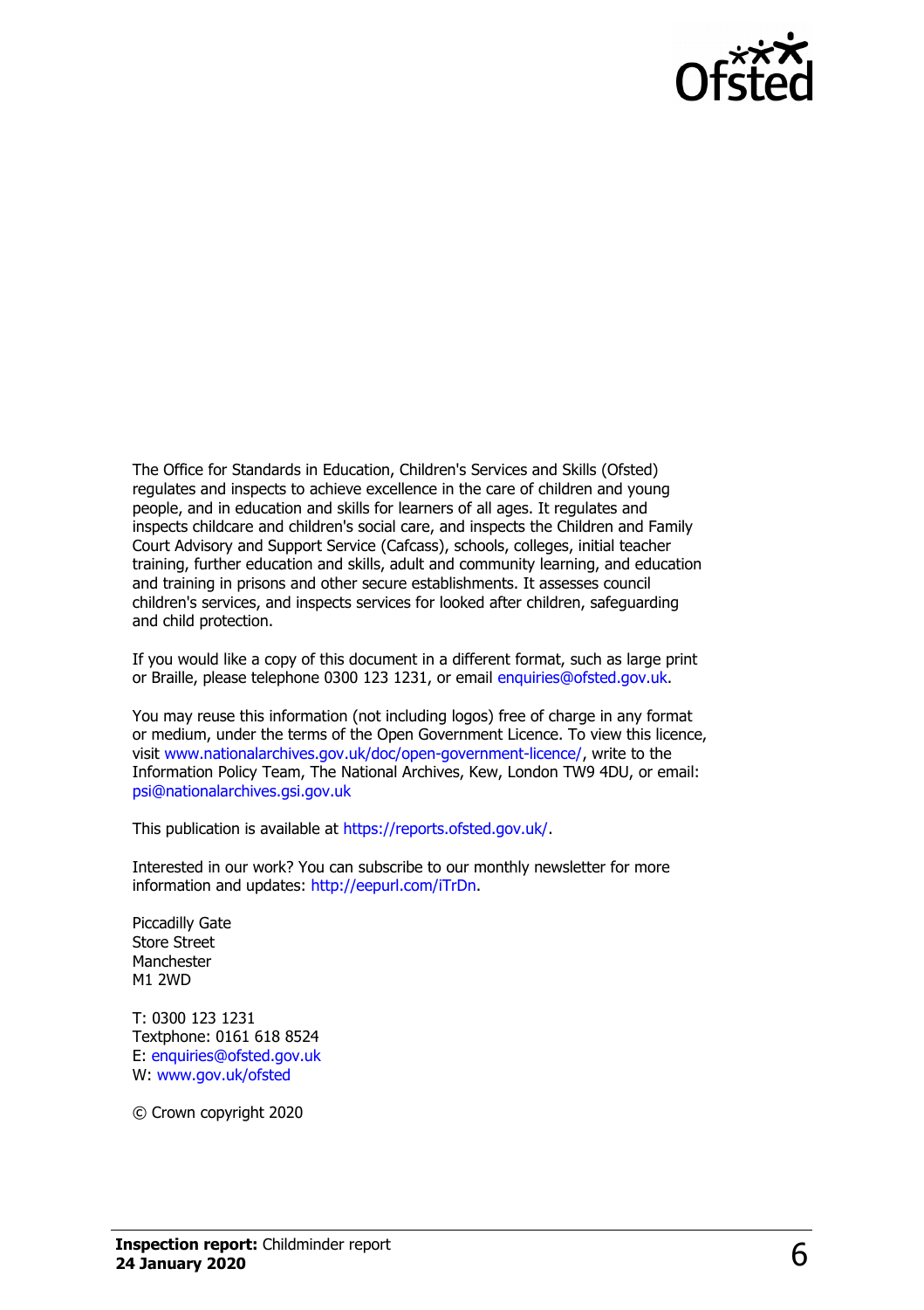The Office for Standards in Education, Children's Services and Skills (Ofsted) regulates and inspects to achieve excellence in the care of children and young people, and in education and skills for learners of all ages. It regulates and inspects childcare and children's social care, and inspects the Children and Family Court Advisory and Support Service (Cafcass), schools, colleges, initial teacher training, further education and skills, adult and community learning, and education and training in prisons and other secure establishments. It assesses council children's services, and inspects services for looked after children, safeguarding and child protection.

If you would like a copy of this document in a different format, such as large print or Braille, please telephone 0300 123 1231, or email enquiries@ofsted.gov.uk.

You may reuse this information (not including logos) free of charge in any format or medium, under the terms of the Open Government Licence. To view this licence, visit www.nationalarchives.gov.uk/doc/open-government-licence/, write to the Information Policy Team, The National Archives, Kew, London TW9 4DU, or email: psi@nationalarchives.gsi.gov.uk

This publication is available at https://reports.ofsted.gov.uk/.

Interested in our work? You can subscribe to our monthly newsletter for more information and updates: http://eepurl.com/iTrDn.

Piccadilly Gate
Store Street
Manchester
M1 2WD

T: 0300 123 1231
Textphone: 0161 618 8524
E: enquiries@ofsted.gov.uk
W: www.gov.uk/ofsted

© Crown copyright 2020